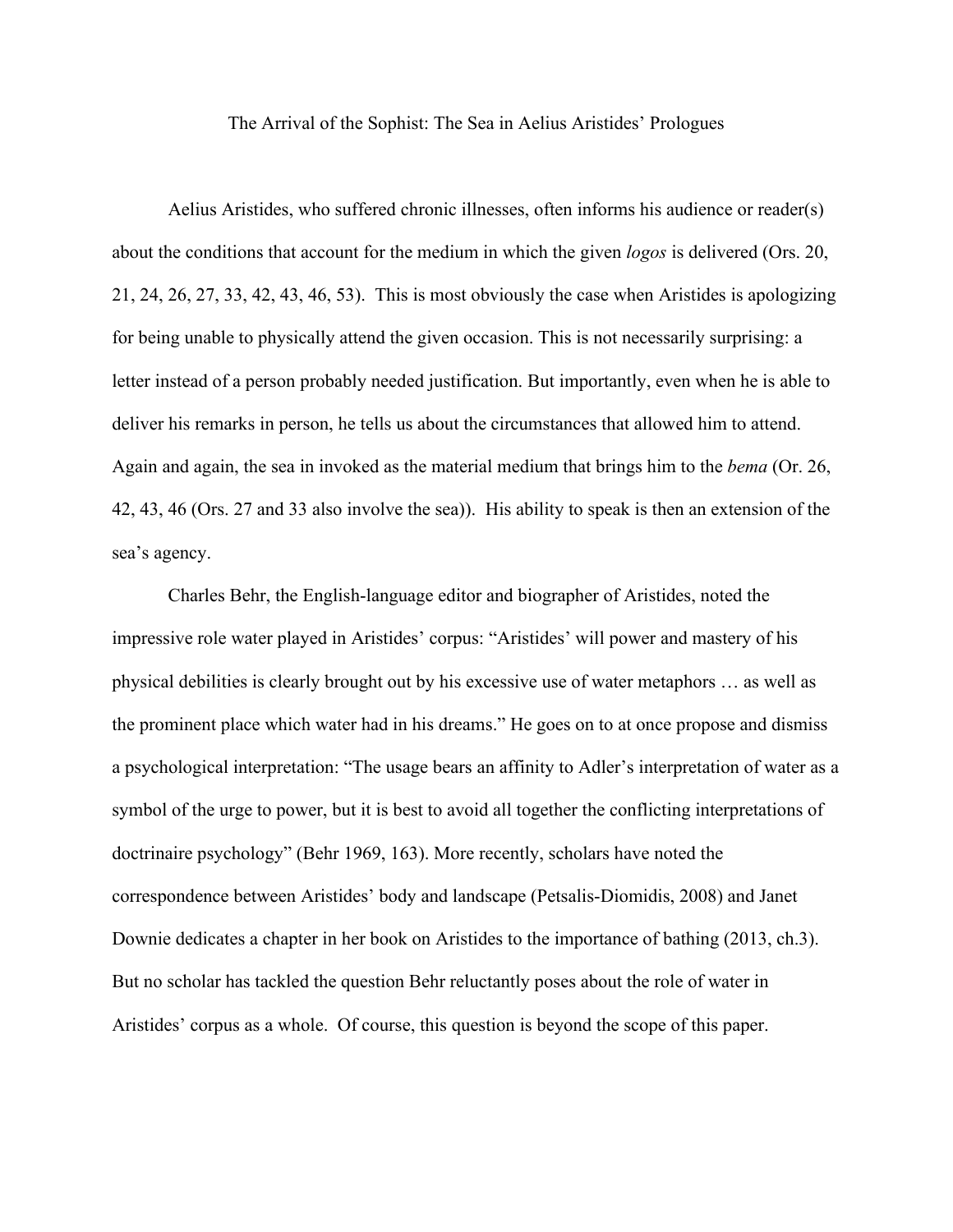# The Arrival of the Sophist: The Sea in Aelius Aristides' Prologues

Aelius Aristides, who suffered chronic illnesses, often informs his audience or reader(s) about the conditions that account for the medium in which the given *logos* is delivered (Ors. 20, 21, 24, 26, 27, 33, 42, 43, 46, 53). This is most obviously the case when Aristides is apologizing for being unable to physically attend the given occasion. This is not necessarily surprising: a letter instead of a person probably needed justification. But importantly, even when he is able to deliver his remarks in person, he tells us about the circumstances that allowed him to attend. Again and again, the sea in invoked as the material medium that brings him to the *bema* (Or. 26, 42, 43, 46 (Ors. 27 and 33 also involve the sea)). His ability to speak is then an extension of the sea's agency.

Charles Behr, the English-language editor and biographer of Aristides, noted the impressive role water played in Aristides' corpus: "Aristides' will power and mastery of his physical debilities is clearly brought out by his excessive use of water metaphors … as well as the prominent place which water had in his dreams." He goes on to at once propose and dismiss a psychological interpretation: "The usage bears an affinity to Adler's interpretation of water as a symbol of the urge to power, but it is best to avoid all together the conflicting interpretations of doctrinaire psychology" (Behr 1969, 163). More recently, scholars have noted the correspondence between Aristides' body and landscape (Petsalis-Diomidis, 2008) and Janet Downie dedicates a chapter in her book on Aristides to the importance of bathing (2013, ch.3). But no scholar has tackled the question Behr reluctantly poses about the role of water in Aristides' corpus as a whole. Of course, this question is beyond the scope of this paper.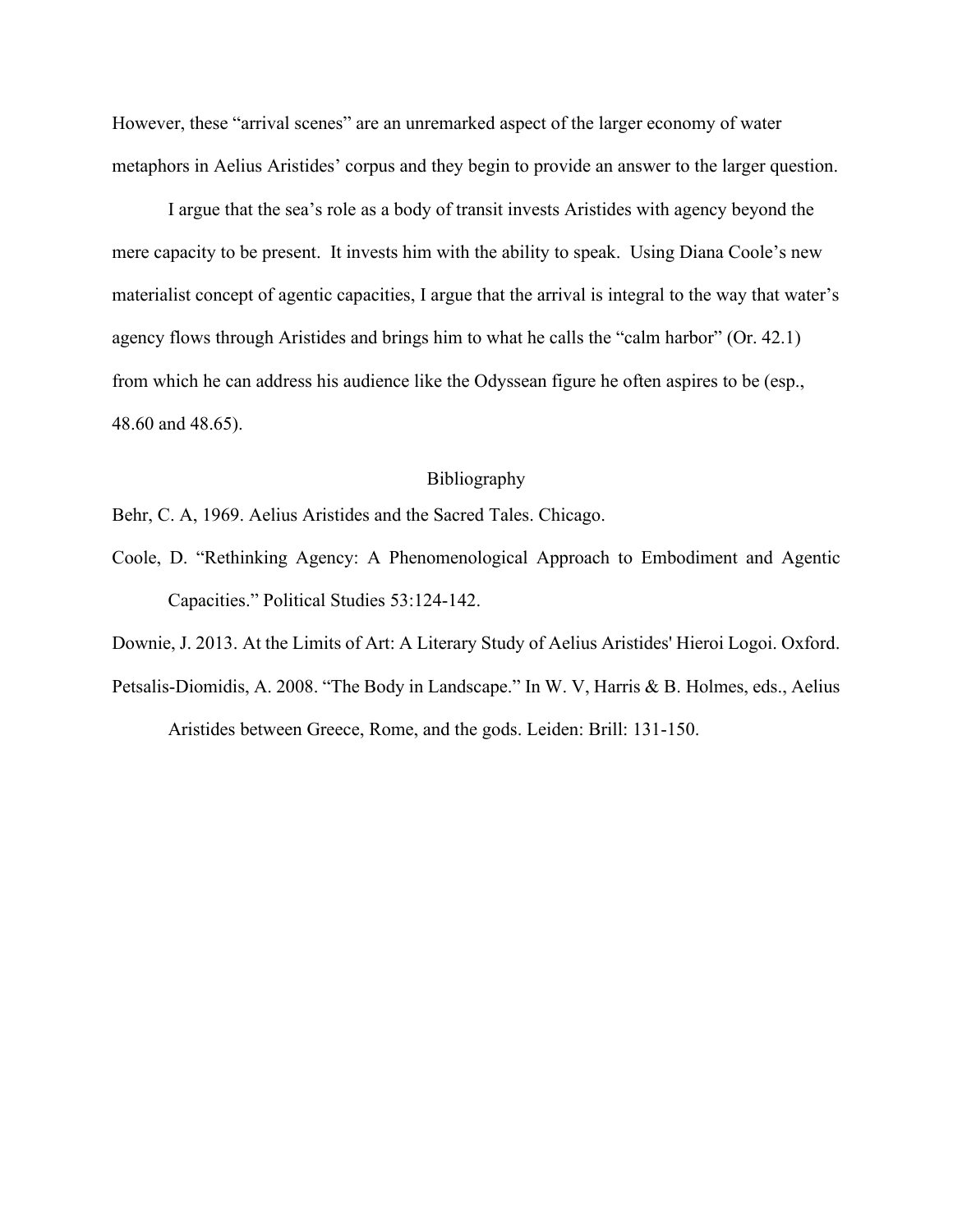However, these “arrival scenes” are an unremarked aspect of the larger economy of water metaphors in Aelius Aristides’ corpus and they begin to provide an answer to the larger question.

I argue that the sea’s role as a body of transit invests Aristides with agency beyond the mere capacity to be present. It invests him with the ability to speak. Using Diana Coole’s new materialist concept of agentic capacities, I argue that the arrival is integral to the way that water’s agency flows through Aristides and brings him to what he calls the “calm harbor” (Or. 42.1) from which he can address his audience like the Odyssean figure he often aspires to be (esp., 48.60 and 48.65).

## Bibliography

Behr, C. A, 1969. Aelius Aristides and the Sacred Tales. Chicago.

Coole, D. “Rethinking Agency: A Phenomenological Approach to Embodiment and Agentic Capacities.” Political Studies 53:124-142.

Downie, J. 2013. At the Limits of Art: A Literary Study of Aelius Aristides' Hieroi Logoi. Oxford.

Petsalis-Diomidis, A. 2008. “The Body in Landscape.” In W. V, Harris & B. Holmes, eds., Aelius Aristides between Greece, Rome, and the gods. Leiden: Brill: 131-150.